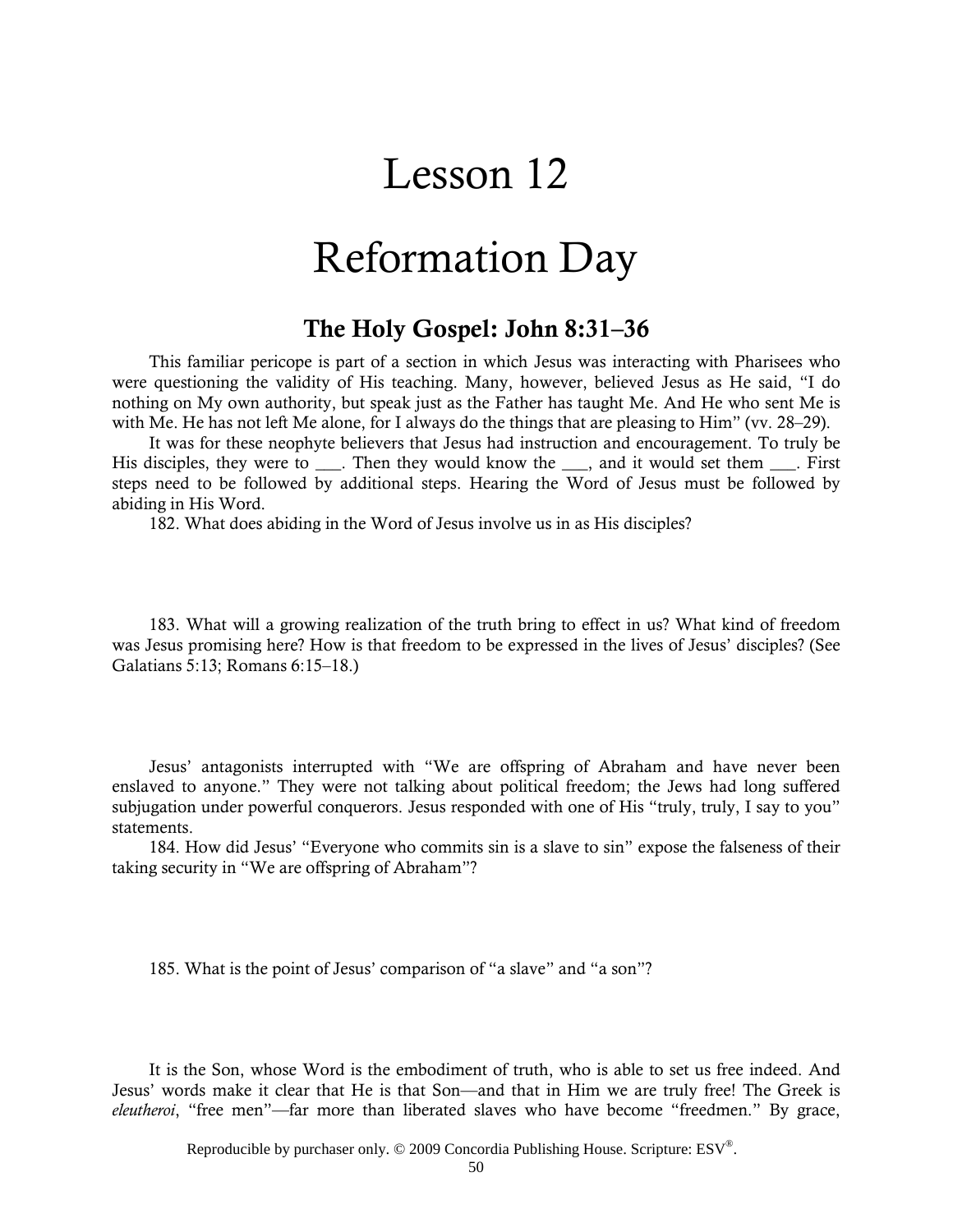# Lesson 12

# Reformation Day

## The Holy Gospel: John 8:31–36

This familiar pericope is part of a section in which Jesus was interacting with Pharisees who were questioning the validity of His teaching. Many, however, believed Jesus as He said, "I do nothing on My own authority, but speak just as the Father has taught Me. And He who sent Me is with Me. He has not left Me alone, for I always do the things that are pleasing to Him" (vv. 28–29).

It was for these neophyte believers that Jesus had instruction and encouragement. To truly be His disciples, they were to ___. Then they would know the ___, and it would set them ___. First steps need to be followed by additional steps. Hearing the Word of Jesus must be followed by abiding in His Word.

182. What does abiding in the Word of Jesus involve us in as His disciples?

183. What will a growing realization of the truth bring to effect in us? What kind of freedom was Jesus promising here? How is that freedom to be expressed in the lives of Jesus' disciples? (See Galatians 5:13; Romans 6:15–18.)

Jesus' antagonists interrupted with "We are offspring of Abraham and have never been enslaved to anyone." They were not talking about political freedom; the Jews had long suffered subjugation under powerful conquerors. Jesus responded with one of His "truly, truly, I say to you" statements.

184. How did Jesus' "Everyone who commits sin is a slave to sin" expose the falseness of their taking security in "We are offspring of Abraham"?

185. What is the point of Jesus' comparison of "a slave" and "a son"?

It is the Son, whose Word is the embodiment of truth, who is able to set us free indeed. And Jesus' words make it clear that He is that Son—and that in Him we are truly free! The Greek is *eleutheroi*, "free men"—far more than liberated slaves who have become "freedmen." By grace,

Reproducible by purchaser only. © 2009 Concordia Publishing House. Scripture: ESV®.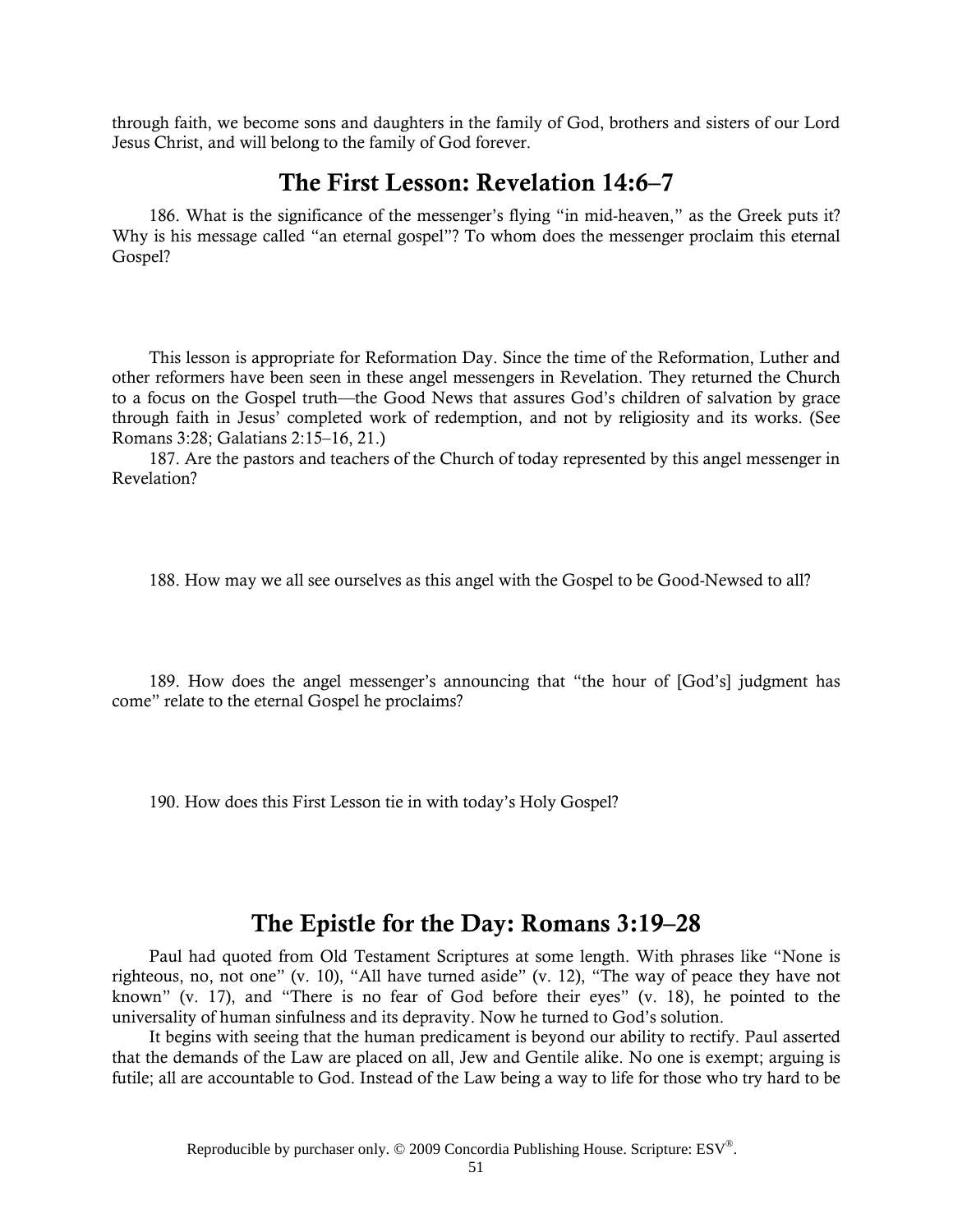through faith, we become sons and daughters in the family of God, brothers and sisters of our Lord Jesus Christ, and will belong to the family of God forever.

## The First Lesson: Revelation 14:6–7

186. What is the significance of the messenger's flying "in mid-heaven," as the Greek puts it? Why is his message called "an eternal gospel"? To whom does the messenger proclaim this eternal Gospel?

This lesson is appropriate for Reformation Day. Since the time of the Reformation, Luther and other reformers have been seen in these angel messengers in Revelation. They returned the Church to a focus on the Gospel truth—the Good News that assures God's children of salvation by grace through faith in Jesus' completed work of redemption, and not by religiosity and its works. (See Romans 3:28; Galatians 2:15–16, 21.)

187. Are the pastors and teachers of the Church of today represented by this angel messenger in Revelation?

188. How may we all see ourselves as this angel with the Gospel to be Good-Newsed to all?

189. How does the angel messenger's announcing that "the hour of [God's] judgment has come" relate to the eternal Gospel he proclaims?

190. How does this First Lesson tie in with today's Holy Gospel?

## The Epistle for the Day: Romans 3:19–28

Paul had quoted from Old Testament Scriptures at some length. With phrases like "None is righteous, no, not one" (v. 10), "All have turned aside" (v. 12), "The way of peace they have not known" (v. 17), and "There is no fear of God before their eyes" (v. 18), he pointed to the universality of human sinfulness and its depravity. Now he turned to God's solution.

It begins with seeing that the human predicament is beyond our ability to rectify. Paul asserted that the demands of the Law are placed on all, Jew and Gentile alike. No one is exempt; arguing is futile; all are accountable to God. Instead of the Law being a way to life for those who try hard to be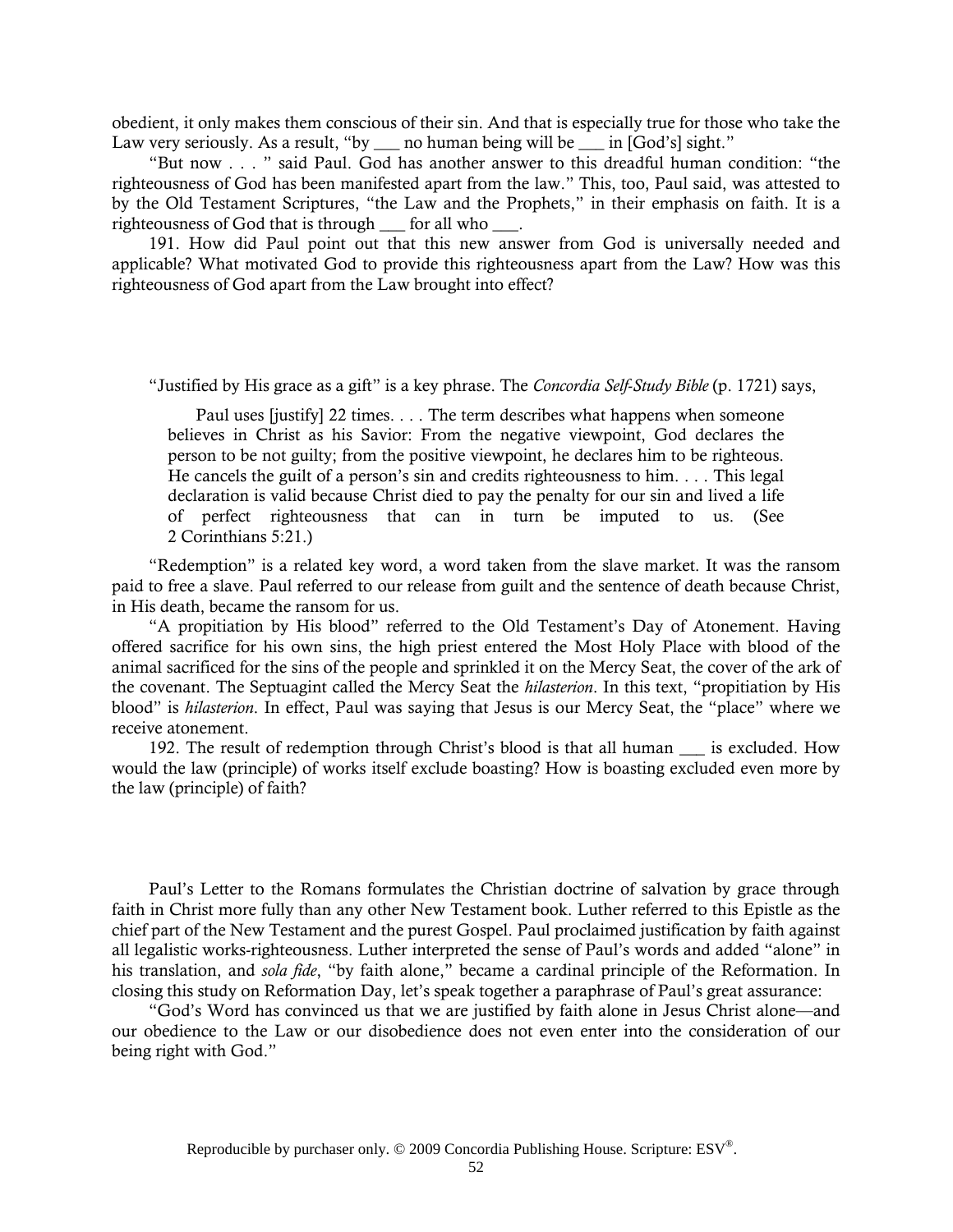obedient, it only makes them conscious of their sin. And that is especially true for those who take the Law very seriously. As a result, "by ___ no human being will be ___ in [God's] sight."

"But now . . . " said Paul. God has another answer to this dreadful human condition: "the righteousness of God has been manifested apart from the law." This, too, Paul said, was attested to by the Old Testament Scriptures, "the Law and the Prophets," in their emphasis on faith. It is a righteousness of God that is through ___ for all who ___.

191. How did Paul point out that this new answer from God is universally needed and applicable? What motivated God to provide this righteousness apart from the Law? How was this righteousness of God apart from the Law brought into effect?

"Justified by His grace as a gift" is a key phrase. The *Concordia Self-Study Bible* (p. 1721) says,

> Paul uses [justify] 22 times. . . . The term describes what happens when someone believes in Christ as his Savior: From the negative viewpoint, God declares the person to be not guilty; from the positive viewpoint, he declares him to be righteous. He cancels the guilt of a person's sin and credits righteousness to him. . . . This legal declaration is valid because Christ died to pay the penalty for our sin and lived a life of perfect righteousness that can in turn be imputed to us. (See 2 Corinthians 5:21.)

"Redemption" is a related key word, a word taken from the slave market. It was the ransom paid to free a slave. Paul referred to our release from guilt and the sentence of death because Christ, in His death, became the ransom for us.

"A propitiation by His blood" referred to the Old Testament's Day of Atonement. Having offered sacrifice for his own sins, the high priest entered the Most Holy Place with blood of the animal sacrificed for the sins of the people and sprinkled it on the Mercy Seat, the cover of the ark of the covenant. The Septuagint called the Mercy Seat the *hilasterion*. In this text, "propitiation by His blood" is *hilasterion*. In effect, Paul was saying that Jesus is our Mercy Seat, the "place" where we receive atonement.

192. The result of redemption through Christ's blood is that all human ___ is excluded. How would the law (principle) of works itself exclude boasting? How is boasting excluded even more by the law (principle) of faith?

Paul's Letter to the Romans formulates the Christian doctrine of salvation by grace through faith in Christ more fully than any other New Testament book. Luther referred to this Epistle as the chief part of the New Testament and the purest Gospel. Paul proclaimed justification by faith against all legalistic works-righteousness. Luther interpreted the sense of Paul's words and added "alone" in his translation, and *sola fide*, "by faith alone," became a cardinal principle of the Reformation. In closing this study on Reformation Day, let's speak together a paraphrase of Paul's great assurance:

"God's Word has convinced us that we are justified by faith alone in Jesus Christ alone—and our obedience to the Law or our disobedience does not even enter into the consideration of our being right with God."

Reproducible by purchaser only. © 2009 Concordia Publishing House. Scripture: ESV®.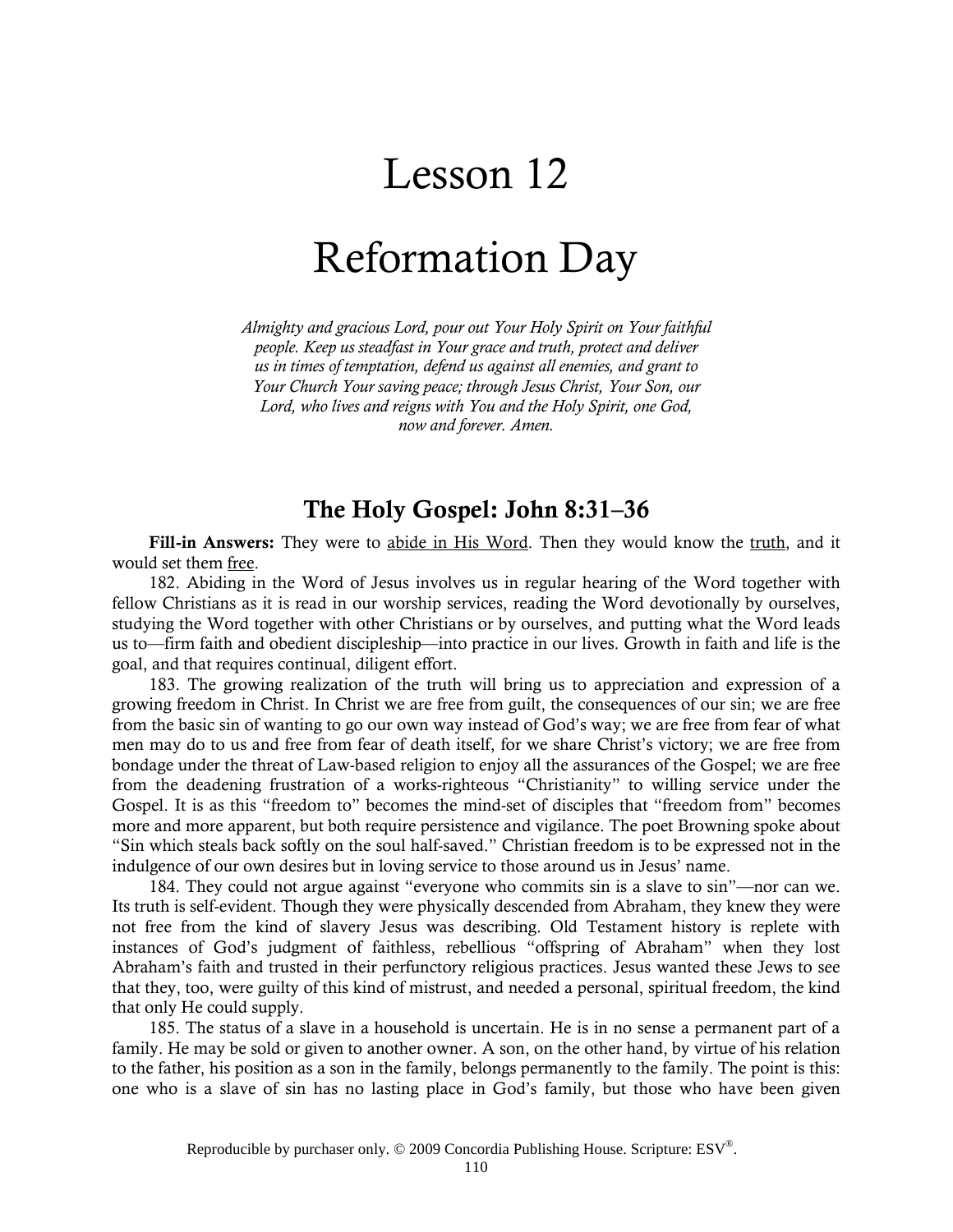# Lesson 12

# Reformation Day

*Almighty and gracious Lord, pour out Your Holy Spirit on Your faithful people. Keep us steadfast in Your grace and truth, protect and deliver us in times of temptation, defend us against all enemies, and grant to Your Church Your saving peace; through Jesus Christ, Your Son, our Lord, who lives and reigns with You and the Holy Spirit, one God, now and forever. Amen.*

## The Holy Gospel: John 8:31–36

**Fill-in Answers:** They were to abide in His Word. Then they would know the truth, and it would set them free.

182. Abiding in the Word of Jesus involves us in regular hearing of the Word together with fellow Christians as it is read in our worship services, reading the Word devotionally by ourselves, studying the Word together with other Christians or by ourselves, and putting what the Word leads us to—firm faith and obedient discipleship—into practice in our lives. Growth in faith and life is the goal, and that requires continual, diligent effort.

183. The growing realization of the truth will bring us to appreciation and expression of a growing freedom in Christ. In Christ we are free from guilt, the consequences of our sin; we are free from the basic sin of wanting to go our own way instead of God's way; we are free from fear of what men may do to us and free from fear of death itself, for we share Christ's victory; we are free from bondage under the threat of Law-based religion to enjoy all the assurances of the Gospel; we are free from the deadening frustration of a works-righteous "Christianity" to willing service under the Gospel. It is as this "freedom to" becomes the mind-set of disciples that "freedom from" becomes more and more apparent, but both require persistence and vigilance. The poet Browning spoke about "Sin which steals back softly on the soul half-saved." Christian freedom is to be expressed not in the indulgence of our own desires but in loving service to those around us in Jesus' name.

184. They could not argue against "everyone who commits sin is a slave to sin"—nor can we. Its truth is self-evident. Though they were physically descended from Abraham, they knew they were not free from the kind of slavery Jesus was describing. Old Testament history is replete with instances of God's judgment of faithless, rebellious "offspring of Abraham" when they lost Abraham's faith and trusted in their perfunctory religious practices. Jesus wanted these Jews to see that they, too, were guilty of this kind of mistrust, and needed a personal, spiritual freedom, the kind that only He could supply.

185. The status of a slave in a household is uncertain. He is in no sense a permanent part of a family. He may be sold or given to another owner. A son, on the other hand, by virtue of his relation to the father, his position as a son in the family, belongs permanently to the family. The point is this: one who is a slave of sin has no lasting place in God's family, but those who have been given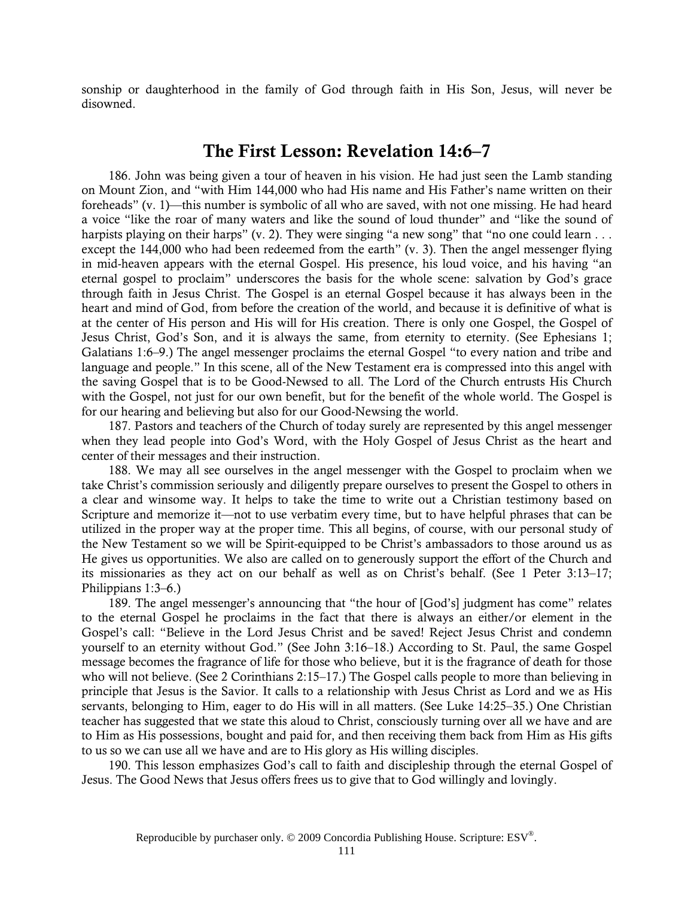sonship or daughterhood in the family of God through faith in His Son, Jesus, will never be disowned.

## The First Lesson: Revelation 14:6–7

186. John was being given a tour of heaven in his vision. He had just seen the Lamb standing on Mount Zion, and "with Him 144,000 who had His name and His Father's name written on their foreheads" (v. 1)—this number is symbolic of all who are saved, with not one missing. He had heard a voice "like the roar of many waters and like the sound of loud thunder" and "like the sound of harpists playing on their harps" (v. 2). They were singing "a new song" that "no one could learn . . . except the 144,000 who had been redeemed from the earth" (v. 3). Then the angel messenger flying in mid-heaven appears with the eternal Gospel. His presence, his loud voice, and his having "an eternal gospel to proclaim" underscores the basis for the whole scene: salvation by God's grace through faith in Jesus Christ. The Gospel is an eternal Gospel because it has always been in the heart and mind of God, from before the creation of the world, and because it is definitive of what is at the center of His person and His will for His creation. There is only one Gospel, the Gospel of Jesus Christ, God's Son, and it is always the same, from eternity to eternity. (See Ephesians 1; Galatians 1:6–9.) The angel messenger proclaims the eternal Gospel "to every nation and tribe and language and people." In this scene, all of the New Testament era is compressed into this angel with the saving Gospel that is to be Good-Newsed to all. The Lord of the Church entrusts His Church with the Gospel, not just for our own benefit, but for the benefit of the whole world. The Gospel is for our hearing and believing but also for our Good-Newsing the world.

187. Pastors and teachers of the Church of today surely are represented by this angel messenger when they lead people into God's Word, with the Holy Gospel of Jesus Christ as the heart and center of their messages and their instruction.

188. We may all see ourselves in the angel messenger with the Gospel to proclaim when we take Christ's commission seriously and diligently prepare ourselves to present the Gospel to others in a clear and winsome way. It helps to take the time to write out a Christian testimony based on Scripture and memorize it—not to use verbatim every time, but to have helpful phrases that can be utilized in the proper way at the proper time. This all begins, of course, with our personal study of the New Testament so we will be Spirit-equipped to be Christ's ambassadors to those around us as He gives us opportunities. We also are called on to generously support the effort of the Church and its missionaries as they act on our behalf as well as on Christ's behalf. (See 1 Peter 3:13–17; Philippians 1:3–6.)

189. The angel messenger's announcing that "the hour of [God's] judgment has come" relates to the eternal Gospel he proclaims in the fact that there is always an either/or element in the Gospel's call: "Believe in the Lord Jesus Christ and be saved! Reject Jesus Christ and condemn yourself to an eternity without God." (See John 3:16–18.) According to St. Paul, the same Gospel message becomes the fragrance of life for those who believe, but it is the fragrance of death for those who will not believe. (See 2 Corinthians 2:15–17.) The Gospel calls people to more than believing in principle that Jesus is the Savior. It calls to a relationship with Jesus Christ as Lord and we as His servants, belonging to Him, eager to do His will in all matters. (See Luke 14:25–35.) One Christian teacher has suggested that we state this aloud to Christ, consciously turning over all we have and are to Him as His possessions, bought and paid for, and then receiving them back from Him as His gifts to us so we can use all we have and are to His glory as His willing disciples.

190. This lesson emphasizes God's call to faith and discipleship through the eternal Gospel of Jesus. The Good News that Jesus offers frees us to give that to God willingly and lovingly.

Reproducible by purchaser only. © 2009 Concordia Publishing House. Scripture: ESV®.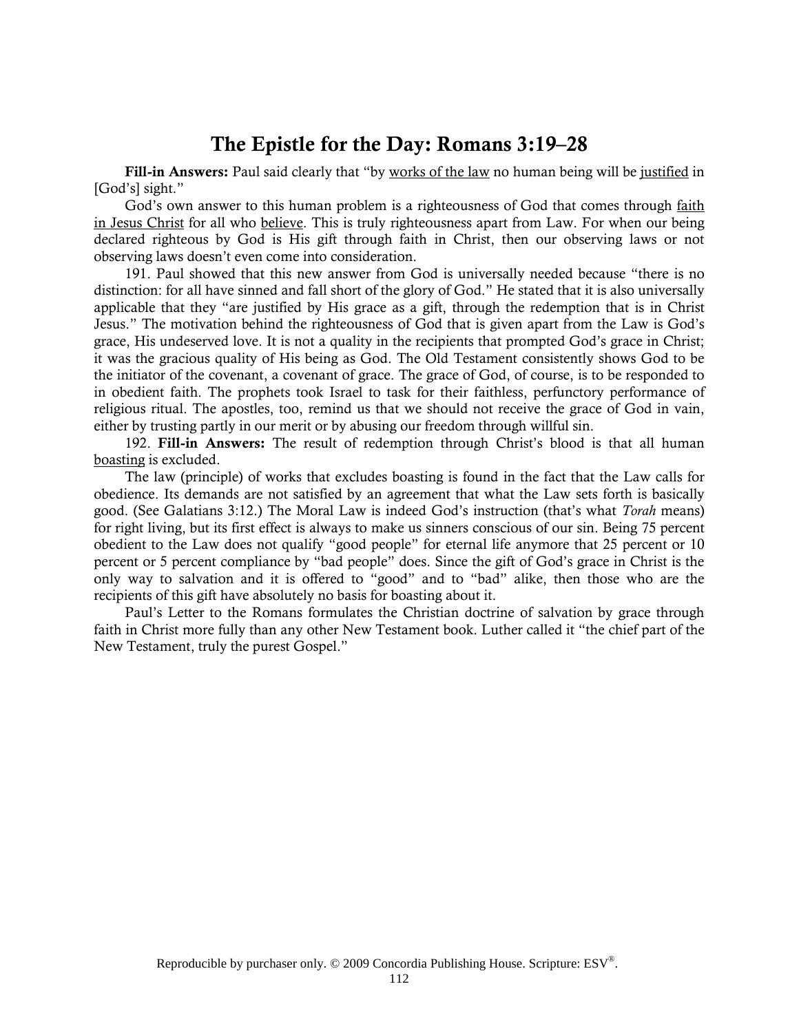## The Epistle for the Day: Romans 3:19–28

**Fill-in Answers:** Paul said clearly that "by works of the law no human being will be justified in [God's] sight."

God's own answer to this human problem is a righteousness of God that comes through faith in Jesus Christ for all who believe. This is truly righteousness apart from Law. For when our being declared righteous by God is His gift through faith in Christ, then our observing laws or not observing laws doesn't even come into consideration.

191. Paul showed that this new answer from God is universally needed because "there is no distinction: for all have sinned and fall short of the glory of God." He stated that it is also universally applicable that they "are justified by His grace as a gift, through the redemption that is in Christ Jesus." The motivation behind the righteousness of God that is given apart from the Law is God's grace, His undeserved love. It is not a quality in the recipients that prompted God's grace in Christ; it was the gracious quality of His being as God. The Old Testament consistently shows God to be the initiator of the covenant, a covenant of grace. The grace of God, of course, is to be responded to in obedient faith. The prophets took Israel to task for their faithless, perfunctory performance of religious ritual. The apostles, too, remind us that we should not receive the grace of God in vain, either by trusting partly in our merit or by abusing our freedom through willful sin.

192. **Fill-in Answers:** The result of redemption through Christ's blood is that all human boasting is excluded.

The law (principle) of works that excludes boasting is found in the fact that the Law calls for obedience. Its demands are not satisfied by an agreement that what the Law sets forth is basically good. (See Galatians 3:12.) The Moral Law is indeed God's instruction (that's what *Torah* means) for right living, but its first effect is always to make us sinners conscious of our sin. Being 75 percent obedient to the Law does not qualify "good people" for eternal life anymore that 25 percent or 10 percent or 5 percent compliance by "bad people" does. Since the gift of God's grace in Christ is the only way to salvation and it is offered to "good" and to "bad" alike, then those who are the recipients of this gift have absolutely no basis for boasting about it.

Paul's Letter to the Romans formulates the Christian doctrine of salvation by grace through faith in Christ more fully than any other New Testament book. Luther called it "the chief part of the New Testament, truly the purest Gospel."

Reproducible by purchaser only. © 2009 Concordia Publishing House. Scripture: ESV®.